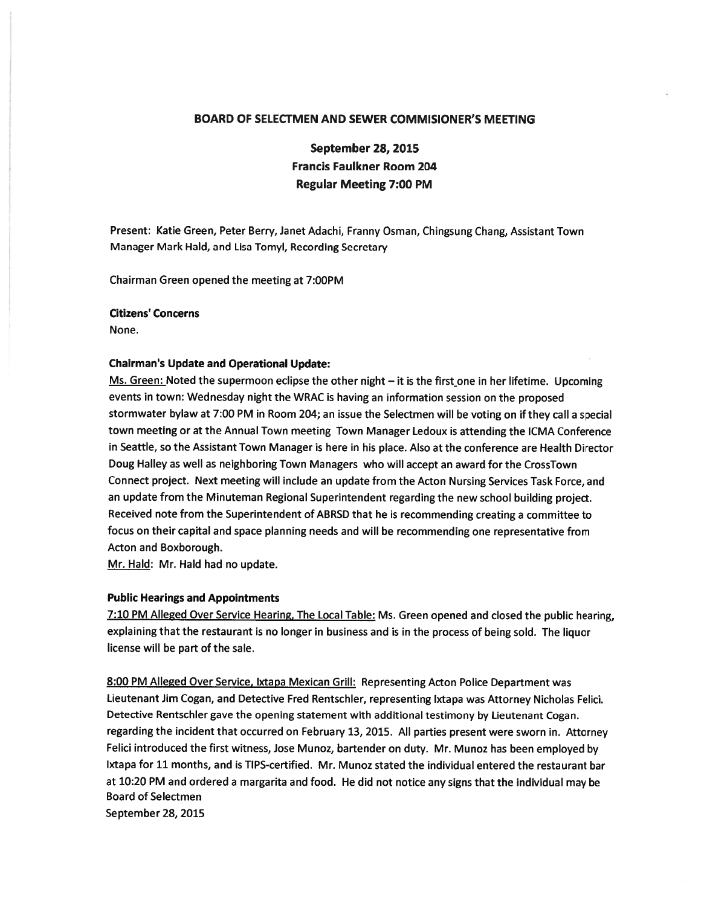# BOARD OF SELECTMEN AND SEWER COMMISIONER'S MEETING

**September 28, 2015**
**Francis Faulkner Room 204**
**Regular Meeting 7:00 PM**

Present: Katie Green, Peter Berry, Janet Adachi, Franny Osman, Chingsung Chang, Assistant Town Manager Mark Hald, and Lisa Tomyl, Recording Secretary

Chairman Green opened the meeting at 7:00PM

**Citizens' Concerns**
None.

**Chairman's Update and Operational Update:**

Ms. Green: Noted the supermoon eclipse the other night – it is the first one in her lifetime. Upcoming events in town: Wednesday night the WRAC is having an information session on the proposed stormwater bylaw at 7:00 PM in Room 204; an issue the Selectmen will be voting on if they call a special town meeting or at the Annual Town meeting Town Manager Ledoux is attending the ICMA Conference in Seattle, so the Assistant Town Manager is here in his place. Also at the conference are Health Director Doug Halley as well as neighboring Town Managers who will accept an award for the CrossTown Connect project. Next meeting will include an update from the Acton Nursing Services Task Force, and an update from the Minuteman Regional Superintendent regarding the new school building project. Received note from the Superintendent of ABRSD that he is recommending creating a committee to focus on their capital and space planning needs and will be recommending one representative from Acton and Boxborough.

Mr. Hald: Mr. Hald had no update.

**Public Hearings and Appointments**

7:10 PM Alleged Over Service Hearing, The Local Table: Ms. Green opened and closed the public hearing, explaining that the restaurant is no longer in business and is in the process of being sold. The liquor license will be part of the sale.

8:00 PM Alleged Over Service, Ixtapa Mexican Grill: Representing Acton Police Department was Lieutenant Jim Cogan, and Detective Fred Rentschler, representing Ixtapa was Attorney Nicholas Felici. Detective Rentschler gave the opening statement with additional testimony by Lieutenant Cogan. regarding the incident that occurred on February 13, 2015. All parties present were sworn in. Attorney Felici introduced the first witness, Jose Munoz, bartender on duty. Mr. Munoz has been employed by Ixtapa for 11 months, and is TIPS-certified. Mr. Munoz stated the individual entered the restaurant bar at 10:20 PM and ordered a margarita and food. He did not notice any signs that the individual may be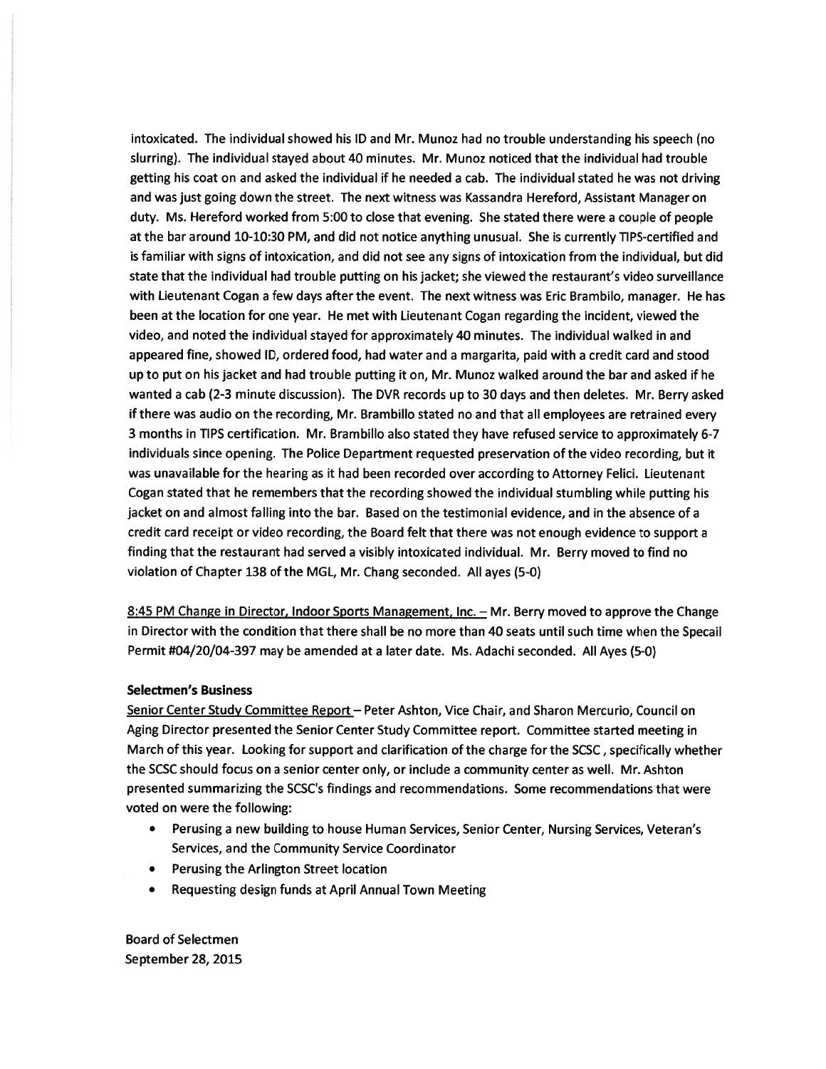intoxicated. The individual showed his ID and Mr. Munoz had no trouble understanding his speech (no slurring). The individual stayed about 40 minutes. Mr. Munoz noticed that the individual had trouble getting his coat on and asked the individual if he needed a cab. The individual stated he was not driving and was just going down the street. The next witness was Kassandra Hereford, Assistant Manager on duty. Ms. Hereford worked from 5:00 to close that evening. She stated there were a couple of people at the bar around 10-10:30 PM, and did not notice anything unusual. She is currently TIPS-certified and is familiar with signs of intoxication, and did not see any signs of intoxication from the individual, but did state that the individual had trouble putting on his jacket; she viewed the restaurant's video surveillance with Lieutenant Cogan a few days after the event. The next witness was Eric Brambilo, manager. He has been at the location for one year. He met with Lieutenant Cogan regarding the incident, viewed the video, and noted the individual stayed for approximately 40 minutes. The individual walked in and appeared fine, showed ID, ordered food, had water and a margarita, paid with a credit card and stood up to put on his jacket and had trouble putting it on, Mr. Munoz walked around the bar and asked if he wanted a cab (2-3 minute discussion). The DVR records up to 30 days and then deletes. Mr. Berry asked if there was audio on the recording, Mr. Brambillo stated no and that all employees are retrained every 3 months in TIPS certification. Mr. Brambillo also stated they have refused service to approximately 6-7 individuals since opening. The Police Department requested preservation of the video recording, but it was unavailable for the hearing as it had been recorded over according to Attorney Felici. Lieutenant Cogan stated that he remembers that the recording showed the individual stumbling while putting his jacket on and almost falling into the bar. Based on the testimonial evidence, and in the absence of a credit card receipt or video recording, the Board felt that there was not enough evidence to support a finding that the restaurant had served a visibly intoxicated individual. Mr. Berry moved to find no violation of Chapter 138 of the MGL, Mr. Chang seconded. All ayes (5-0)

8:45 PM Change in Director, Indoor Sports Management, Inc. – Mr. Berry moved to approve the Change in Director with the condition that there shall be no more than 40 seats until such time when the Specail Permit #04/20/04-397 may be amended at a later date. Ms. Adachi seconded. All Ayes (5-0)

### Selectmen's Business

Senior Center Study Committee Report – Peter Ashton, Vice Chair, and Sharon Mercurio, Council on Aging Director presented the Senior Center Study Committee report. Committee started meeting in March of this year. Looking for support and clarification of the charge for the SCSC, specifically whether the SCSC should focus on a senior center only, or include a community center as well. Mr. Ashton presented summarizing the SCSC's findings and recommendations. Some recommendations that were voted on were the following:

- Perusing a new building to house Human Services, Senior Center, Nursing Services, Veteran's Services, and the Community Service Coordinator
- Perusing the Arlington Street location
- Requesting design funds at April Annual Town Meeting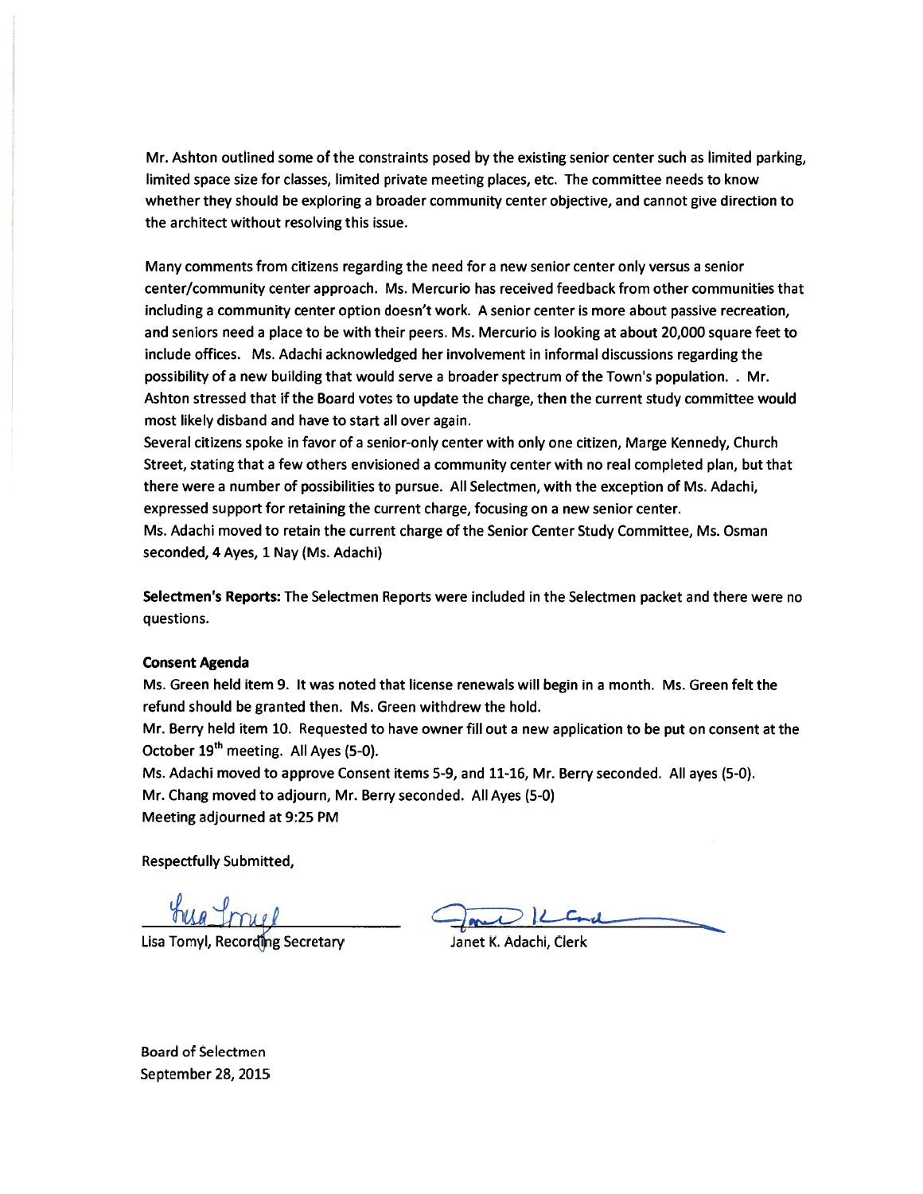Mr. Ashton outlined some of the constraints posed by the existing senior center such as limited parking, limited space size for classes, limited private meeting places, etc. The committee needs to know whether they should be exploring a broader community center objective, and cannot give direction to the architect without resolving this issue.

Many comments from citizens regarding the need for a new senior center only versus a senior center/community center approach. Ms. Mercurio has received feedback from other communities that including a community center option doesn't work. A senior center is more about passive recreation, and seniors need a place to be with their peers. Ms. Mercurio is looking at about 20,000 square feet to include offices. Ms. Adachi acknowledged her involvement in informal discussions regarding the possibility of a new building that would serve a broader spectrum of the Town's population. . Mr. Ashton stressed that if the Board votes to update the charge, then the current study committee would most likely disband and have to start all over again.

Several citizens spoke in favor of a senior-only center with only one citizen, Marge Kennedy, Church Street, stating that a few others envisioned a community center with no real completed plan, but that there were a number of possibilities to pursue. All Selectmen, with the exception of Ms. Adachi, expressed support for retaining the current charge, focusing on a new senior center.

**Ms. Adachi moved to retain the current charge of the Senior Center Study Committee, Ms. Osman seconded, 4 Ayes, 1 Nay (Ms. Adachi)**

**Selectmen's Reports:** The Selectmen Reports were included in the Selectmen packet and there were no questions.

**Consent Agenda**

Ms. Green held item 9. It was noted that license renewals will begin in a month. Ms. Green felt the refund should be granted then. Ms. Green withdrew the hold.

Mr. Berry held item 10. Requested to have owner fill out a new application to be put on consent at the October 19th meeting. All Ayes (5-0).

**Ms. Adachi moved to approve Consent items 5-9, and 11-16, Mr. Berry seconded. All ayes (5-0).**

**Mr. Chang moved to adjourn, Mr. Berry seconded. All Ayes (5-0)**

**Meeting adjourned at 9:25 PM**

Respectfully Submitted,

Lisa Tomyl, Recording Secretary

Janet K. Adachi, Clerk

Board of Selectmen
September 28, 2015